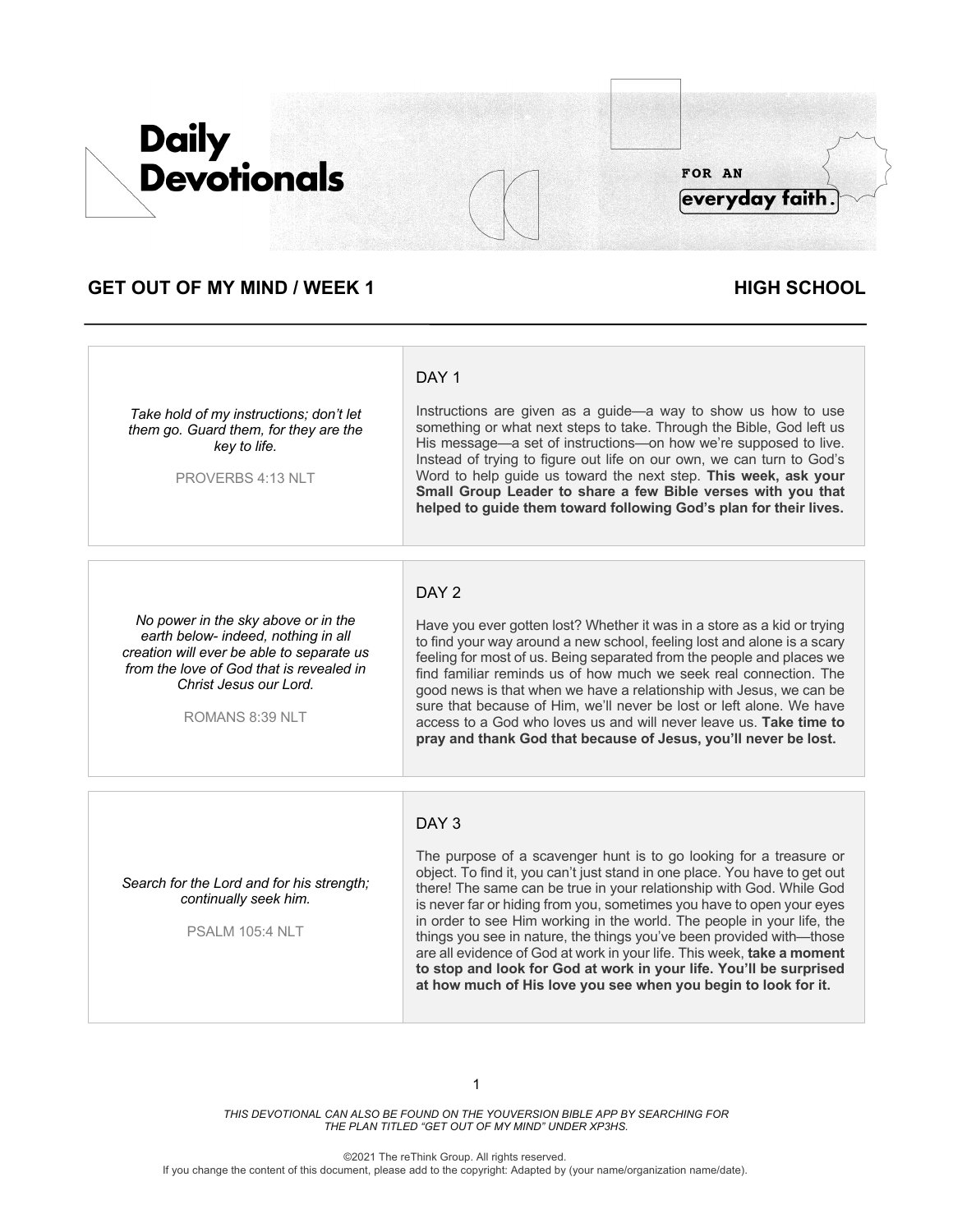# Daily Devotionals

FOR AN **everyday faith.**

## GET OUT OF MY MIND / WEEK 1

**HIGH SCHOOL**

---

*Take hold of my instructions; don't let them go. Guard them, for they are the key to life.*

PROVERBS 4:13 NLT

### DAY 1

Instructions are given as a guide—a way to show us how to use something or what next steps to take. Through the Bible, God left us His message—a set of instructions—on how we're supposed to live. Instead of trying to figure out life on our own, we can turn to God's Word to help guide us toward the next step. **This week, ask your Small Group Leader to share a few Bible verses with you that helped to guide them toward following God's plan for their lives.**

---

*No power in the sky above or in the earth below- indeed, nothing in all creation will ever be able to separate us from the love of God that is revealed in Christ Jesus our Lord.*

ROMANS 8:39 NLT

### DAY 2

Have you ever gotten lost? Whether it was in a store as a kid or trying to find your way around a new school, feeling lost and alone is a scary feeling for most of us. Being separated from the people and places we find familiar reminds us of how much we seek real connection. The good news is that when we have a relationship with Jesus, we can be sure that because of Him, we'll never be lost or left alone. We have access to a God who loves us and will never leave us. **Take time to pray and thank God that because of Jesus, you'll never be lost.**

---

*Search for the Lord and for his strength; continually seek him.*

PSALM 105:4 NLT

### DAY 3

The purpose of a scavenger hunt is to go looking for a treasure or object. To find it, you can't just stand in one place. You have to get out there! The same can be true in your relationship with God. While God is never far or hiding from you, sometimes you have to open your eyes in order to see Him working in the world. The people in your life, the things you see in nature, the things you've been provided with—those are all evidence of God at work in your life. This week, **take a moment to stop and look for God at work in your life. You'll be surprised at how much of His love you see when you begin to look for it.**

---

*THIS DEVOTIONAL CAN ALSO BE FOUND ON THE YOUVERSION BIBLE APP BY SEARCHING FOR THE PLAN TITLED "GET OUT OF MY MIND" UNDER XP3HS.*

©2021 The reThink Group. All rights reserved.
If you change the content of this document, please add to the copyright: Adapted by (your name/organization name/date).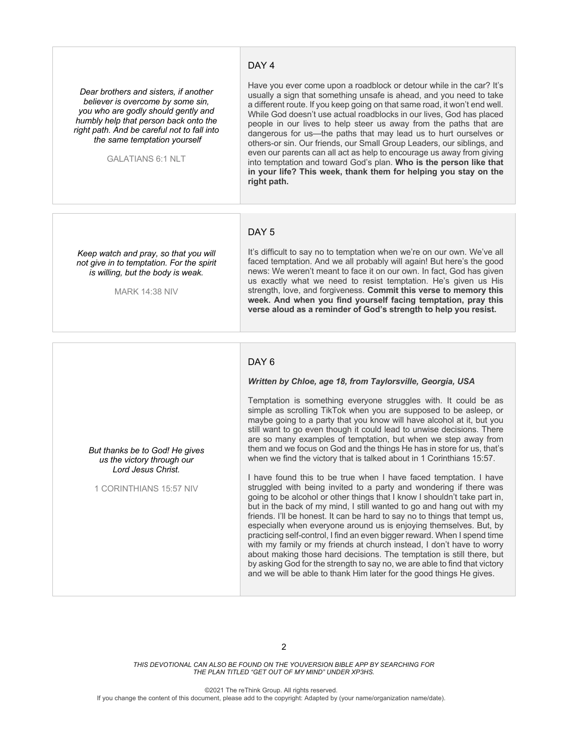## DAY 4

*Dear brothers and sisters, if another believer is overcome by some sin, you who are godly should gently and humbly help that person back onto the right path. And be careful not to fall into the same temptation yourself*

GALATIANS 6:1 NLT

Have you ever come upon a roadblock or detour while in the car? It's usually a sign that something unsafe is ahead, and you need to take a different route. If you keep going on that same road, it won't end well. While God doesn't use actual roadblocks in our lives, God has placed people in our lives to help steer us away from the paths that are dangerous for us—the paths that may lead us to hurt ourselves or others-or sin. Our friends, our Small Group Leaders, our siblings, and even our parents can all act as help to encourage us away from giving into temptation and toward God's plan. **Who is the person like that in your life? This week, thank them for helping you stay on the right path.**

## DAY 5

*Keep watch and pray, so that you will not give in to temptation. For the spirit is willing, but the body is weak.*

MARK 14:38 NIV

It's difficult to say no to temptation when we're on our own. We've all faced temptation. And we all probably will again! But here's the good news: We weren't meant to face it on our own. In fact, God has given us exactly what we need to resist temptation. He's given us His strength, love, and forgiveness. **Commit this verse to memory this week. And when you find yourself facing temptation, pray this verse aloud as a reminder of God's strength to help you resist.**

## DAY 6

*But thanks be to God! He gives us the victory through our Lord Jesus Christ.*

1 CORINTHIANS 15:57 NIV

***Written by Chloe, age 18, from Taylorsville, Georgia, USA***

Temptation is something everyone struggles with. It could be as simple as scrolling TikTok when you are supposed to be asleep, or maybe going to a party that you know will have alcohol at it, but you still want to go even though it could lead to unwise decisions. There are so many examples of temptation, but when we step away from them and we focus on God and the things He has in store for us, that's when we find the victory that is talked about in 1 Corinthians 15:57.

I have found this to be true when I have faced temptation. I have struggled with being invited to a party and wondering if there was going to be alcohol or other things that I know I shouldn't take part in, but in the back of my mind, I still wanted to go and hang out with my friends. I'll be honest. It can be hard to say no to things that tempt us, especially when everyone around us is enjoying themselves. But, by practicing self-control, I find an even bigger reward. When I spend time with my family or my friends at church instead, I don't have to worry about making those hard decisions. The temptation is still there, but by asking God for the strength to say no, we are able to find that victory and we will be able to thank Him later for the good things He gives.

*THIS DEVOTIONAL CAN ALSO BE FOUND ON THE YOUVERSION BIBLE APP BY SEARCHING FOR THE PLAN TITLED "GET OUT OF MY MIND" UNDER XP3HS.*

©2021 The reThink Group. All rights reserved.
If you change the content of this document, please add to the copyright: Adapted by (your name/organization name/date).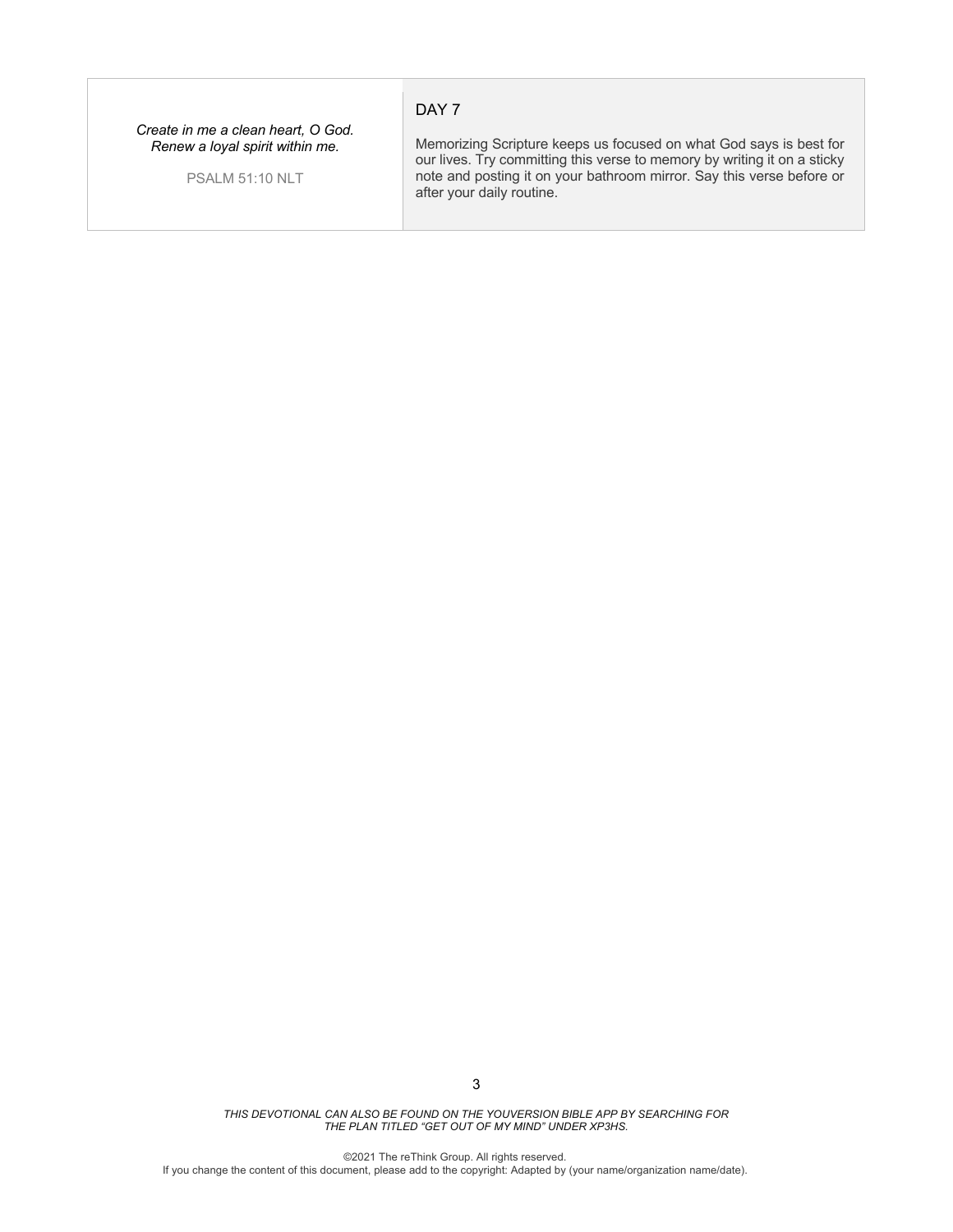*Create in me a clean heart, O God.*
*Renew a loyal spirit within me.*

PSALM 51:10 NLT

## DAY 7

Memorizing Scripture keeps us focused on what God says is best for our lives. Try committing this verse to memory by writing it on a sticky note and posting it on your bathroom mirror. Say this verse before or after your daily routine.

*THIS DEVOTIONAL CAN ALSO BE FOUND ON THE YOUVERSION BIBLE APP BY SEARCHING FOR THE PLAN TITLED "GET OUT OF MY MIND" UNDER XP3HS.*

©2021 The reThink Group. All rights reserved.
If you change the content of this document, please add to the copyright: Adapted by (your name/organization name/date).